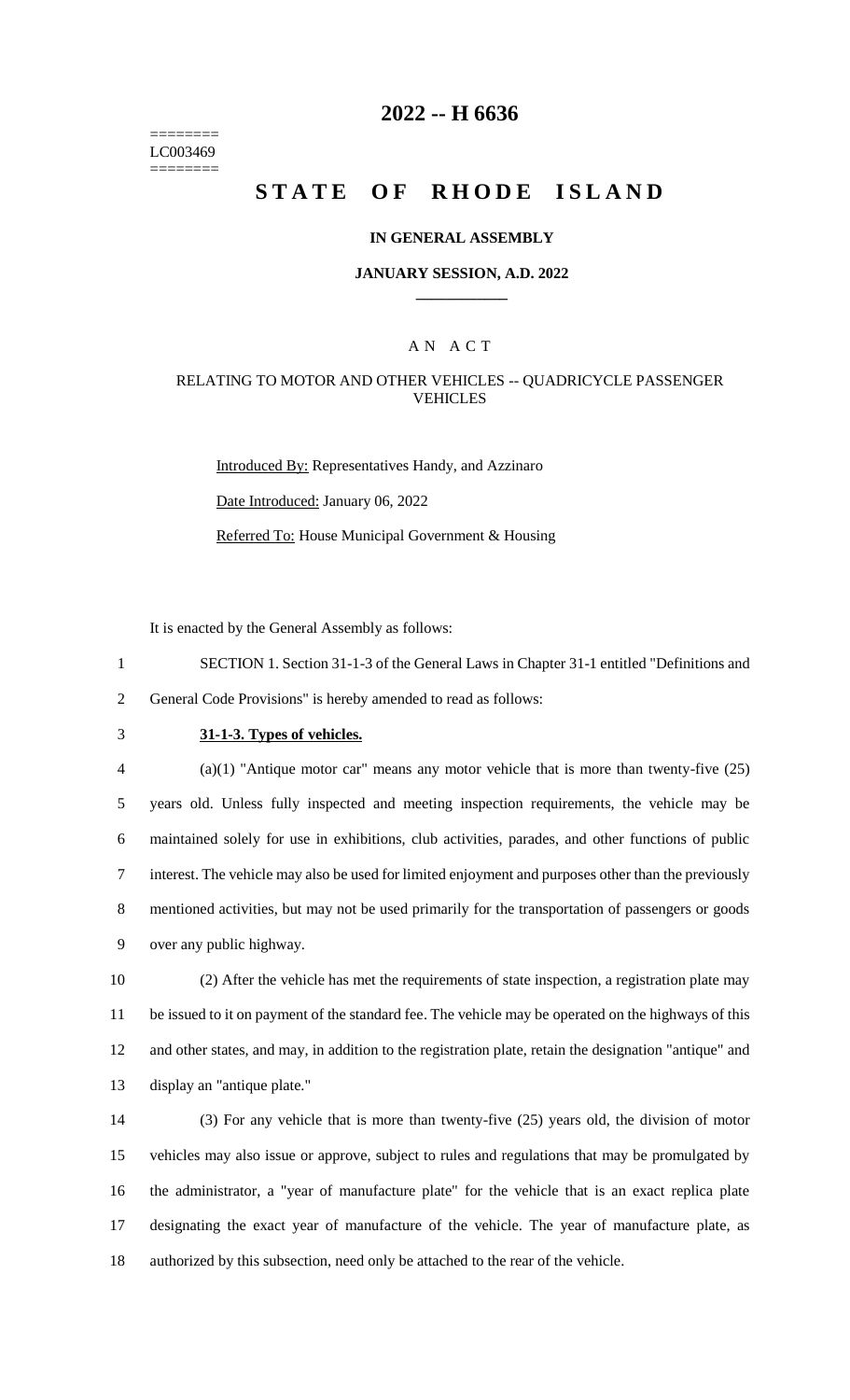========
LC003469
========

# 2022 -- H 6636

# STATE OF RHODE ISLAND

### IN GENERAL ASSEMBLY

### JANUARY SESSION, A.D. 2022

## A N A C T

### RELATING TO MOTOR AND OTHER VEHICLES -- QUADRICYCLE PASSENGER VEHICLES

Introduced By: Representatives Handy, and Azzinaro

Date Introduced: January 06, 2022

Referred To: House Municipal Government & Housing

It is enacted by the General Assembly as follows:

1 SECTION 1. Section 31-1-3 of the General Laws in Chapter 31-1 entitled "Definitions and
2 General Code Provisions" is hereby amended to read as follows:

3 **31-1-3. Types of vehicles.**

4 (a)(1) "Antique motor car" means any motor vehicle that is more than twenty-five (25)
5 years old. Unless fully inspected and meeting inspection requirements, the vehicle may be
6 maintained solely for use in exhibitions, club activities, parades, and other functions of public
7 interest. The vehicle may also be used for limited enjoyment and purposes other than the previously
8 mentioned activities, but may not be used primarily for the transportation of passengers or goods
9 over any public highway.

10 (2) After the vehicle has met the requirements of state inspection, a registration plate may
11 be issued to it on payment of the standard fee. The vehicle may be operated on the highways of this
12 and other states, and may, in addition to the registration plate, retain the designation "antique" and
13 display an "antique plate."

14 (3) For any vehicle that is more than twenty-five (25) years old, the division of motor
15 vehicles may also issue or approve, subject to rules and regulations that may be promulgated by
16 the administrator, a "year of manufacture plate" for the vehicle that is an exact replica plate
17 designating the exact year of manufacture of the vehicle. The year of manufacture plate, as
18 authorized by this subsection, need only be attached to the rear of the vehicle.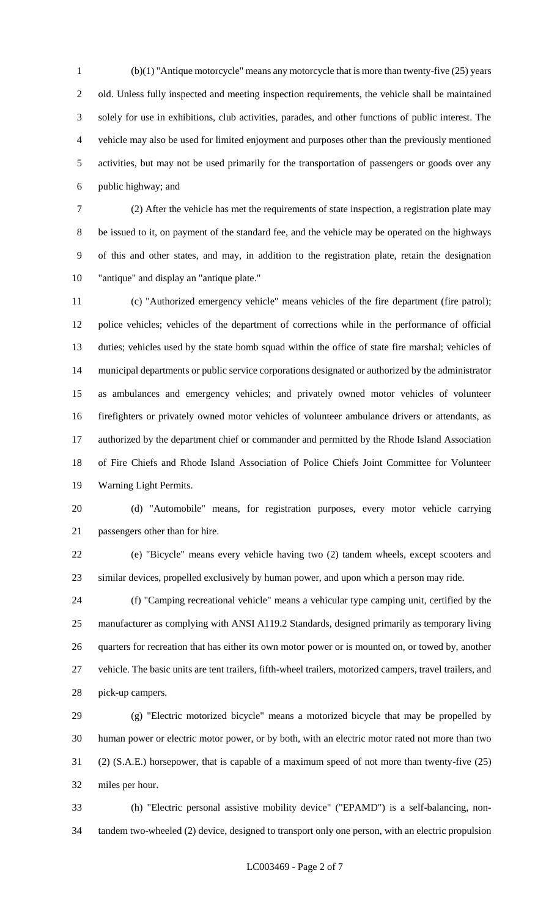(b)(1) "Antique motorcycle" means any motorcycle that is more than twenty-five (25) years old. Unless fully inspected and meeting inspection requirements, the vehicle shall be maintained solely for use in exhibitions, club activities, parades, and other functions of public interest. The vehicle may also be used for limited enjoyment and purposes other than the previously mentioned activities, but may not be used primarily for the transportation of passengers or goods over any public highway; and

(2) After the vehicle has met the requirements of state inspection, a registration plate may be issued to it, on payment of the standard fee, and the vehicle may be operated on the highways of this and other states, and may, in addition to the registration plate, retain the designation "antique" and display an "antique plate."

(c) "Authorized emergency vehicle" means vehicles of the fire department (fire patrol); police vehicles; vehicles of the department of corrections while in the performance of official duties; vehicles used by the state bomb squad within the office of state fire marshal; vehicles of municipal departments or public service corporations designated or authorized by the administrator as ambulances and emergency vehicles; and privately owned motor vehicles of volunteer firefighters or privately owned motor vehicles of volunteer ambulance drivers or attendants, as authorized by the department chief or commander and permitted by the Rhode Island Association of Fire Chiefs and Rhode Island Association of Police Chiefs Joint Committee for Volunteer Warning Light Permits.

(d) "Automobile" means, for registration purposes, every motor vehicle carrying passengers other than for hire.

(e) "Bicycle" means every vehicle having two (2) tandem wheels, except scooters and similar devices, propelled exclusively by human power, and upon which a person may ride.

(f) "Camping recreational vehicle" means a vehicular type camping unit, certified by the manufacturer as complying with ANSI A119.2 Standards, designed primarily as temporary living quarters for recreation that has either its own motor power or is mounted on, or towed by, another vehicle. The basic units are tent trailers, fifth-wheel trailers, motorized campers, travel trailers, and pick-up campers.

(g) "Electric motorized bicycle" means a motorized bicycle that may be propelled by human power or electric motor power, or by both, with an electric motor rated not more than two (2) (S.A.E.) horsepower, that is capable of a maximum speed of not more than twenty-five (25) miles per hour.

(h) "Electric personal assistive mobility device" ("EPAMD") is a self-balancing, non-tandem two-wheeled (2) device, designed to transport only one person, with an electric propulsion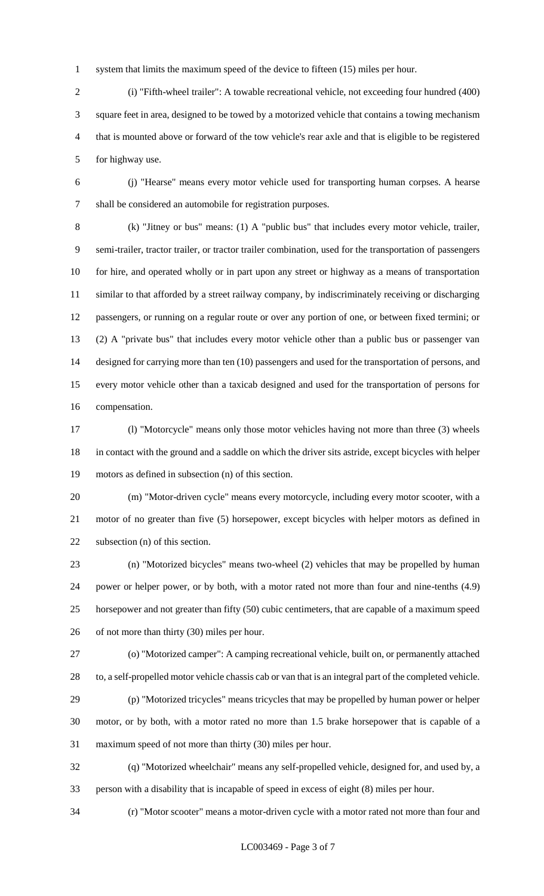system that limits the maximum speed of the device to fifteen (15) miles per hour.

(i) "Fifth-wheel trailer": A towable recreational vehicle, not exceeding four hundred (400) square feet in area, designed to be towed by a motorized vehicle that contains a towing mechanism that is mounted above or forward of the tow vehicle's rear axle and that is eligible to be registered for highway use.

(j) "Hearse" means every motor vehicle used for transporting human corpses. A hearse shall be considered an automobile for registration purposes.

(k) "Jitney or bus" means: (1) A "public bus" that includes every motor vehicle, trailer, semi-trailer, tractor trailer, or tractor trailer combination, used for the transportation of passengers for hire, and operated wholly or in part upon any street or highway as a means of transportation similar to that afforded by a street railway company, by indiscriminately receiving or discharging passengers, or running on a regular route or over any portion of one, or between fixed termini; or (2) A "private bus" that includes every motor vehicle other than a public bus or passenger van designed for carrying more than ten (10) passengers and used for the transportation of persons, and every motor vehicle other than a taxicab designed and used for the transportation of persons for compensation.

(l) "Motorcycle" means only those motor vehicles having not more than three (3) wheels in contact with the ground and a saddle on which the driver sits astride, except bicycles with helper motors as defined in subsection (n) of this section.

(m) "Motor-driven cycle" means every motorcycle, including every motor scooter, with a motor of no greater than five (5) horsepower, except bicycles with helper motors as defined in subsection (n) of this section.

(n) "Motorized bicycles" means two-wheel (2) vehicles that may be propelled by human power or helper power, or by both, with a motor rated not more than four and nine-tenths (4.9) horsepower and not greater than fifty (50) cubic centimeters, that are capable of a maximum speed of not more than thirty (30) miles per hour.

(o) "Motorized camper": A camping recreational vehicle, built on, or permanently attached to, a self-propelled motor vehicle chassis cab or van that is an integral part of the completed vehicle.

(p) "Motorized tricycles" means tricycles that may be propelled by human power or helper motor, or by both, with a motor rated no more than 1.5 brake horsepower that is capable of a maximum speed of not more than thirty (30) miles per hour.

(q) "Motorized wheelchair" means any self-propelled vehicle, designed for, and used by, a person with a disability that is incapable of speed in excess of eight (8) miles per hour.

(r) "Motor scooter" means a motor-driven cycle with a motor rated not more than four and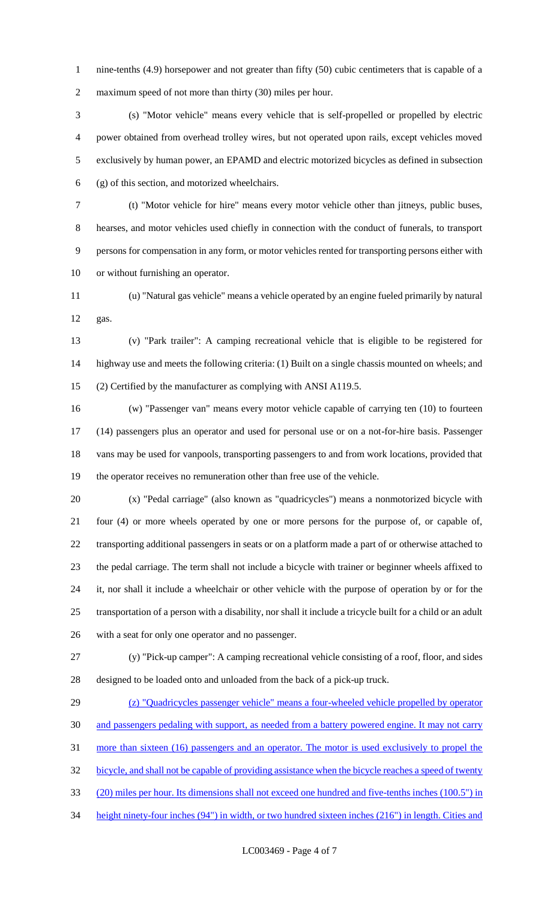nine-tenths (4.9) horsepower and not greater than fifty (50) cubic centimeters that is capable of a maximum speed of not more than thirty (30) miles per hour.

(s) "Motor vehicle" means every vehicle that is self-propelled or propelled by electric power obtained from overhead trolley wires, but not operated upon rails, except vehicles moved exclusively by human power, an EPAMD and electric motorized bicycles as defined in subsection (g) of this section, and motorized wheelchairs.

(t) "Motor vehicle for hire" means every motor vehicle other than jitneys, public buses, hearses, and motor vehicles used chiefly in connection with the conduct of funerals, to transport persons for compensation in any form, or motor vehicles rented for transporting persons either with or without furnishing an operator.

(u) "Natural gas vehicle" means a vehicle operated by an engine fueled primarily by natural gas.

(v) "Park trailer": A camping recreational vehicle that is eligible to be registered for highway use and meets the following criteria: (1) Built on a single chassis mounted on wheels; and (2) Certified by the manufacturer as complying with ANSI A119.5.

(w) "Passenger van" means every motor vehicle capable of carrying ten (10) to fourteen (14) passengers plus an operator and used for personal use or on a not-for-hire basis. Passenger vans may be used for vanpools, transporting passengers to and from work locations, provided that the operator receives no remuneration other than free use of the vehicle.

(x) "Pedal carriage" (also known as "quadricycles") means a nonmotorized bicycle with four (4) or more wheels operated by one or more persons for the purpose of, or capable of, transporting additional passengers in seats or on a platform made a part of or otherwise attached to the pedal carriage. The term shall not include a bicycle with trainer or beginner wheels affixed to it, nor shall it include a wheelchair or other vehicle with the purpose of operation by or for the transportation of a person with a disability, nor shall it include a tricycle built for a child or an adult with a seat for only one operator and no passenger.

(y) "Pick-up camper": A camping recreational vehicle consisting of a roof, floor, and sides designed to be loaded onto and unloaded from the back of a pick-up truck.

(z) "Quadricycles passenger vehicle" means a four-wheeled vehicle propelled by operator and passengers pedaling with support, as needed from a battery powered engine. It may not carry more than sixteen (16) passengers and an operator. The motor is used exclusively to propel the bicycle, and shall not be capable of providing assistance when the bicycle reaches a speed of twenty (20) miles per hour. Its dimensions shall not exceed one hundred and five-tenths inches (100.5") in height ninety-four inches (94") in width, or two hundred sixteen inches (216") in length. Cities and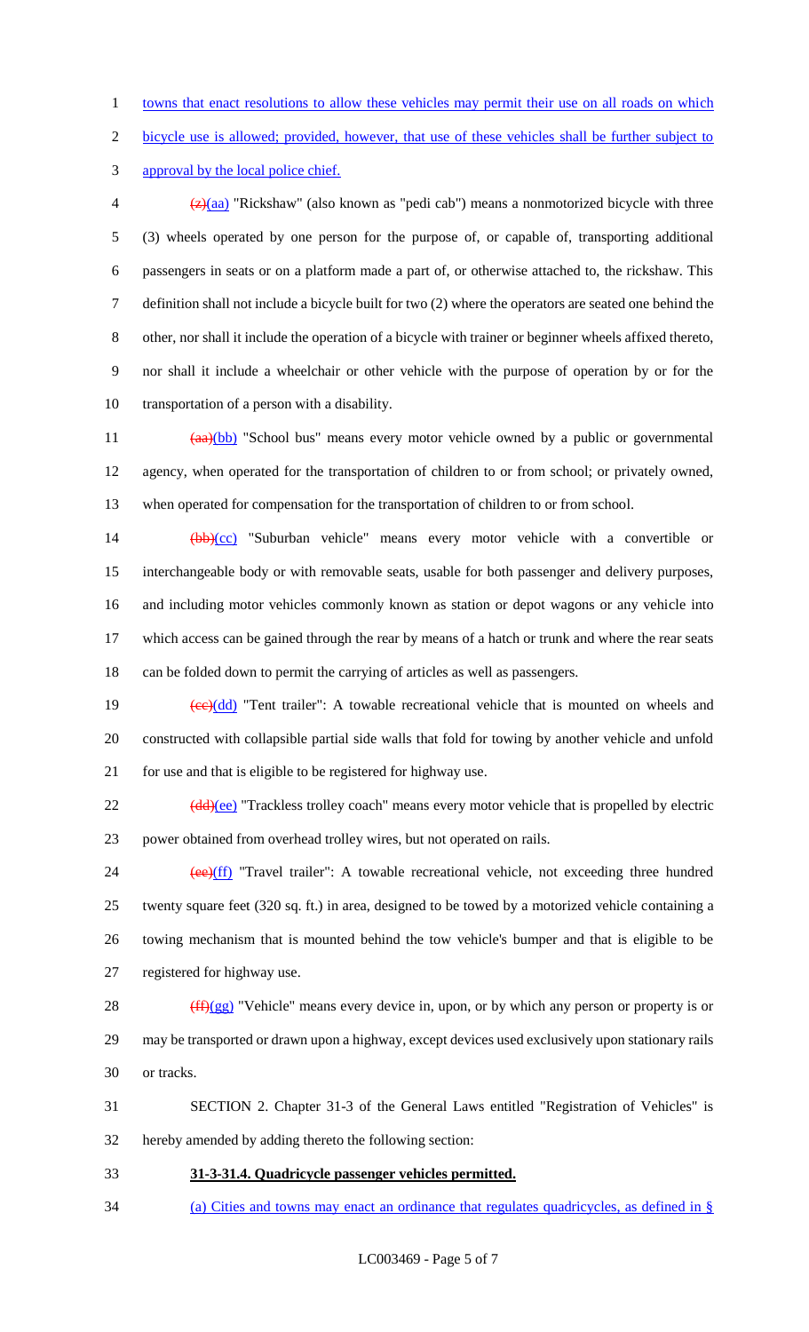towns that enact resolutions to allow these vehicles may permit their use on all roads on which bicycle use is allowed; provided, however, that use of these vehicles shall be further subject to approval by the local police chief.

~~(z)~~(aa) "Rickshaw" (also known as "pedi cab") means a nonmotorized bicycle with three (3) wheels operated by one person for the purpose of, or capable of, transporting additional passengers in seats or on a platform made a part of, or otherwise attached to, the rickshaw. This definition shall not include a bicycle built for two (2) where the operators are seated one behind the other, nor shall it include the operation of a bicycle with trainer or beginner wheels affixed thereto, nor shall it include a wheelchair or other vehicle with the purpose of operation by or for the transportation of a person with a disability.

~~(aa)~~(bb) "School bus" means every motor vehicle owned by a public or governmental agency, when operated for the transportation of children to or from school; or privately owned, when operated for compensation for the transportation of children to or from school.

~~(bb)~~(cc) "Suburban vehicle" means every motor vehicle with a convertible or interchangeable body or with removable seats, usable for both passenger and delivery purposes, and including motor vehicles commonly known as station or depot wagons or any vehicle into which access can be gained through the rear by means of a hatch or trunk and where the rear seats can be folded down to permit the carrying of articles as well as passengers.

~~(cc)~~(dd) "Tent trailer": A towable recreational vehicle that is mounted on wheels and constructed with collapsible partial side walls that fold for towing by another vehicle and unfold for use and that is eligible to be registered for highway use.

~~(dd)~~(ee) "Trackless trolley coach" means every motor vehicle that is propelled by electric power obtained from overhead trolley wires, but not operated on rails.

~~(ee)~~(ff) "Travel trailer": A towable recreational vehicle, not exceeding three hundred twenty square feet (320 sq. ft.) in area, designed to be towed by a motorized vehicle containing a towing mechanism that is mounted behind the tow vehicle's bumper and that is eligible to be registered for highway use.

~~(ff)~~(gg) "Vehicle" means every device in, upon, or by which any person or property is or may be transported or drawn upon a highway, except devices used exclusively upon stationary rails or tracks.

SECTION 2. Chapter 31-3 of the General Laws entitled "Registration of Vehicles" is hereby amended by adding thereto the following section:

**31-3-31.4. Quadricycle passenger vehicles permitted.**

(a) Cities and towns may enact an ordinance that regulates quadricycles, as defined in §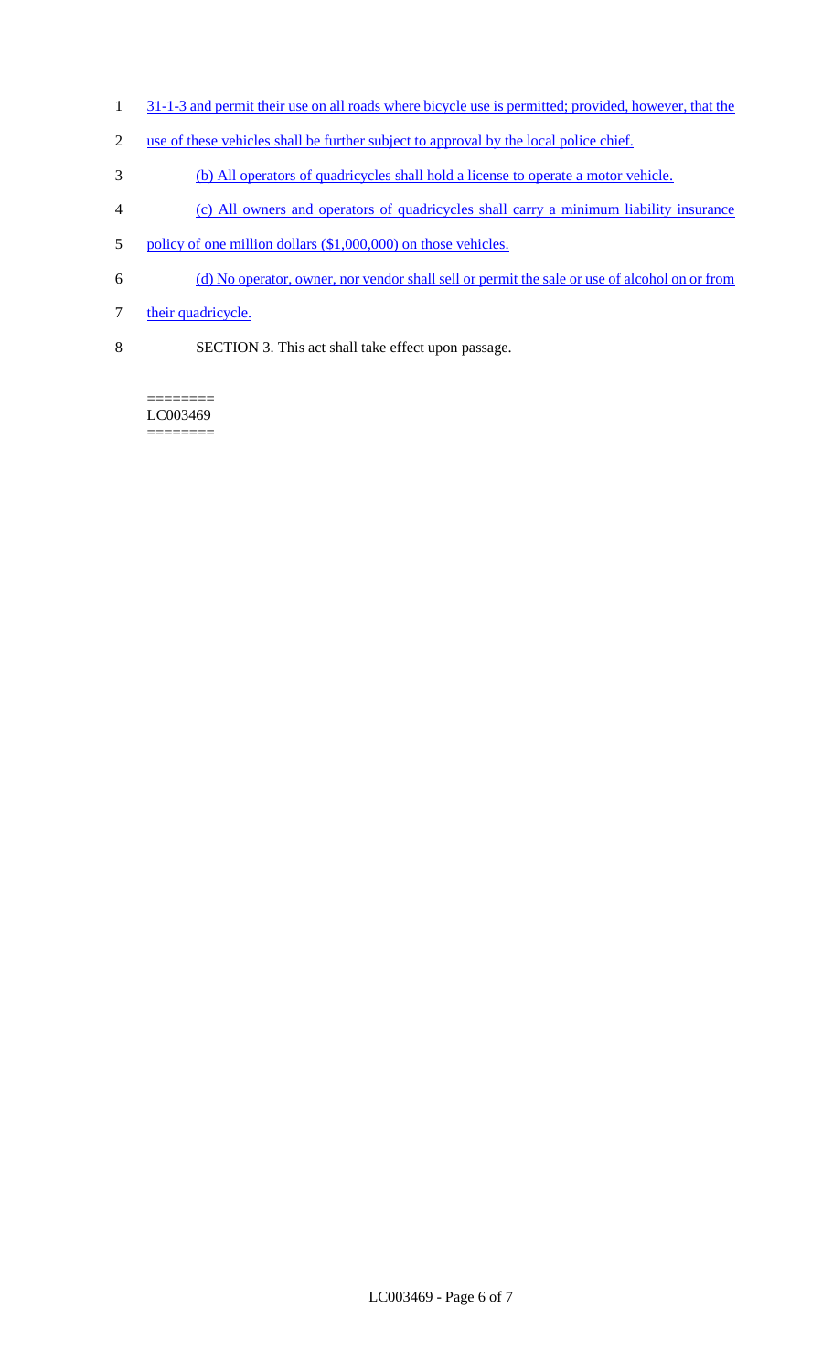31-1-3 and permit their use on all roads where bicycle use is permitted; provided, however, that the use of these vehicles shall be further subject to approval by the local police chief.

(b) All operators of quadricycles shall hold a license to operate a motor vehicle.

(c) All owners and operators of quadricycles shall carry a minimum liability insurance policy of one million dollars ($1,000,000) on those vehicles.

(d) No operator, owner, nor vendor shall sell or permit the sale or use of alcohol on or from their quadricycle.

SECTION 3. This act shall take effect upon passage.

========
LC003469
========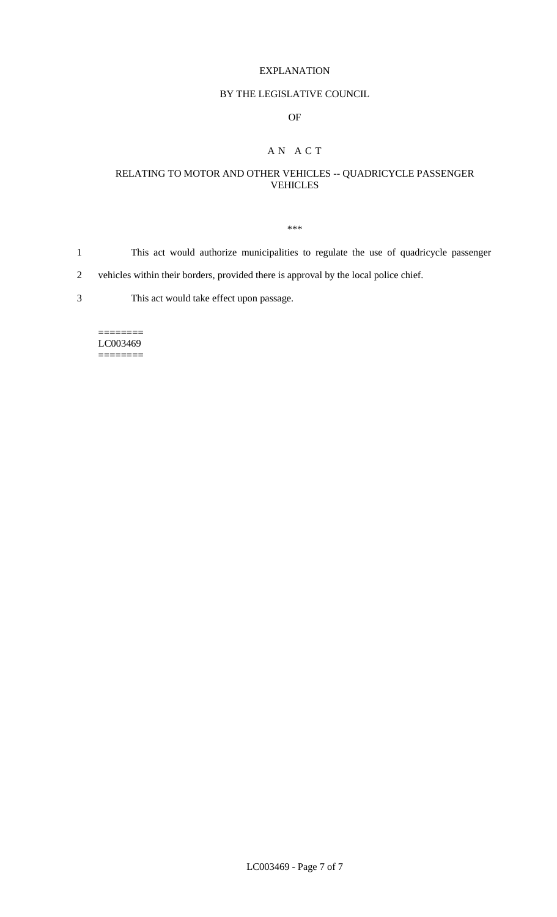EXPLANATION

BY THE LEGISLATIVE COUNCIL

OF

A N A C T

RELATING TO MOTOR AND OTHER VEHICLES -- QUADRICYCLE PASSENGER VEHICLES

\*\*\*

1 This act would authorize municipalities to regulate the use of quadricycle passenger
2 vehicles within their borders, provided there is approval by the local police chief.
3 This act would take effect upon passage.

========
LC003469
========